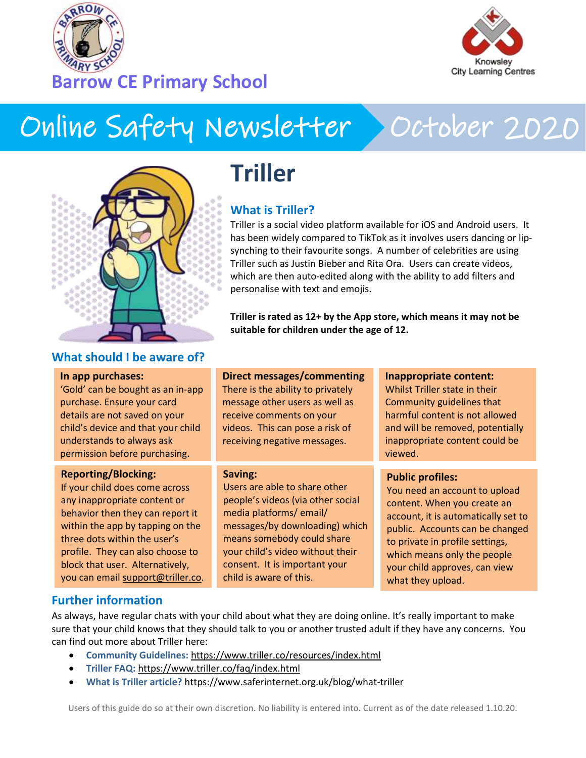# Barrow CE Primary School

Knowsley City Learning Centres

# Online Safety Newsletter October 2020

## Triller

### What is Triller?

Triller is a social video platform available for iOS and Android users. It has been widely compared to TikTok as it involves users dancing or lip-synching to their favourite songs. A number of celebrities are using Triller such as Justin Bieber and Rita Ora. Users can create videos, which are then auto-edited along with the ability to add filters and personalise with text and emojis.

**Triller is rated as 12+ by the App store, which means it may not be suitable for children under the age of 12.**

### What should I be aware of?

**In app purchases:**
'Gold' can be bought as an in-app purchase. Ensure your card details are not saved on your child's device and that your child understands to always ask permission before purchasing.

**Direct messages/commenting**
There is the ability to privately message other users as well as receive comments on your videos. This can pose a risk of receiving negative messages.

**Inappropriate content:**
Whilst Triller state in their Community guidelines that harmful content is not allowed and will be removed, potentially inappropriate content could be viewed.

**Reporting/Blocking:**
If your child does come across any inappropriate content or behavior then they can report it within the app by tapping on the three dots within the user's profile. They can also choose to block that user. Alternatively, you can email support@triller.co.

**Saving:**
Users are able to share other people's videos (via other social media platforms/ email/ messages/by downloading) which means somebody could share your child's video without their consent. It is important your child is aware of this.

**Public profiles:**
You need an account to upload content. When you create an account, it is automatically set to public. Accounts can be changed to private in profile settings, which means only the people your child approves, can view what they upload.

### Further information

As always, have regular chats with your child about what they are doing online. It's really important to make sure that your child knows that they should talk to you or another trusted adult if they have any concerns. You can find out more about Triller here:

- **Community Guidelines:** https://www.triller.co/resources/index.html
- **Triller FAQ:** https://www.triller.co/faq/index.html
- **What is Triller article?** https://www.saferinternet.org.uk/blog/what-triller

Users of this guide do so at their own discretion. No liability is entered into. Current as of the date released 1.10.20.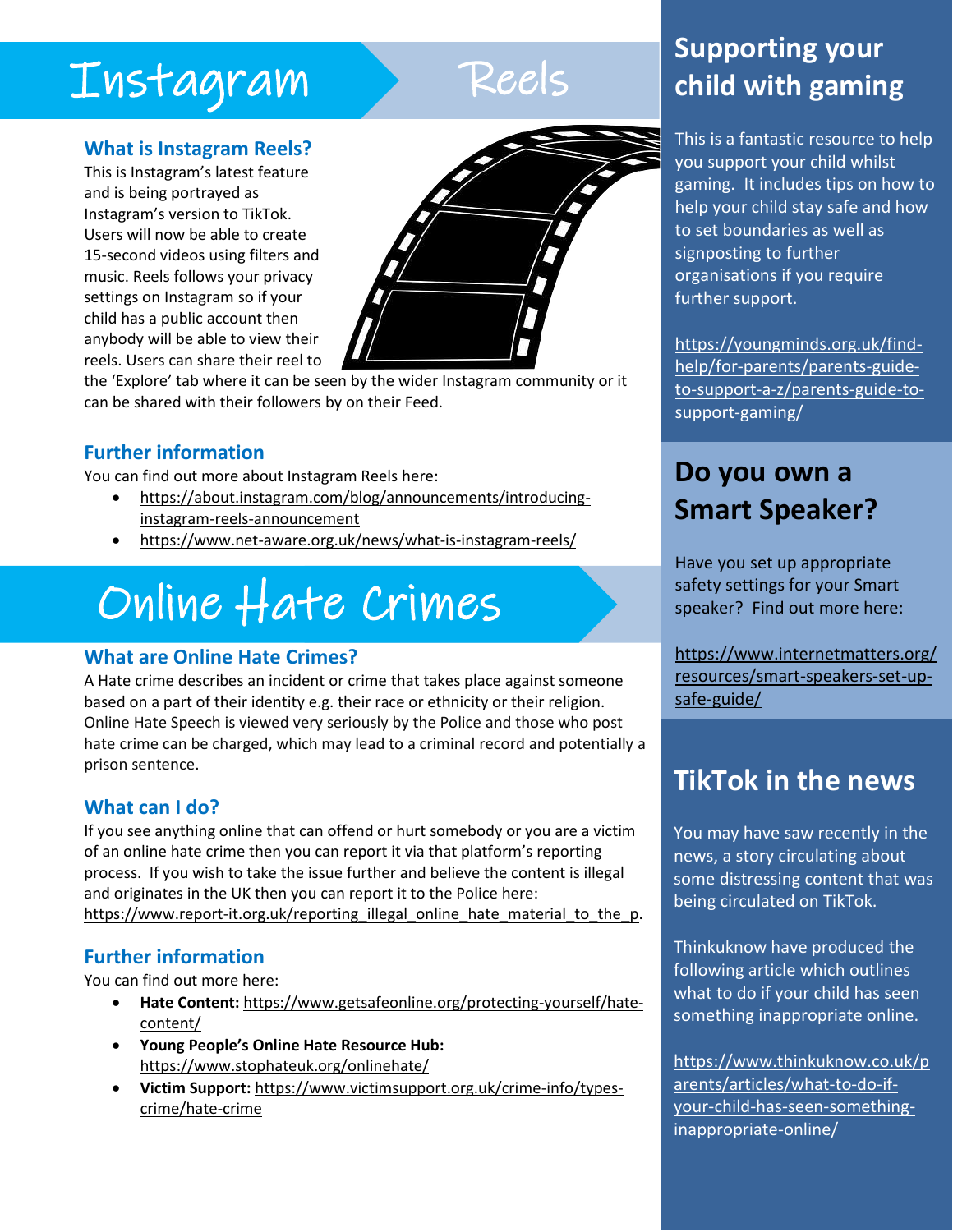# Instagram Reels

## What is Instagram Reels?

This is Instagram's latest feature and is being portrayed as Instagram's version to TikTok. Users will now be able to create 15-second videos using filters and music. Reels follows your privacy settings on Instagram so if your child has a public account then anybody will be able to view their reels. Users can share their reel to the 'Explore' tab where it can be seen by the wider Instagram community or it can be shared with their followers by on their Feed.

## Further information

You can find out more about Instagram Reels here:

- https://about.instagram.com/blog/announcements/introducing-instagram-reels-announcement
- https://www.net-aware.org.uk/news/what-is-instagram-reels/

# Online Hate Crimes

## What are Online Hate Crimes?

A Hate crime describes an incident or crime that takes place against someone based on a part of their identity e.g. their race or ethnicity or their religion. Online Hate Speech is viewed very seriously by the Police and those who post hate crime can be charged, which may lead to a criminal record and potentially a prison sentence.

## What can I do?

If you see anything online that can offend or hurt somebody or you are a victim of an online hate crime then you can report it via that platform's reporting process. If you wish to take the issue further and believe the content is illegal and originates in the UK then you can report it to the Police here: https://www.report-it.org.uk/reporting_illegal_online_hate_material_to_the_p.

## Further information

You can find out more here:

- **Hate Content:** https://www.getsafeonline.org/protecting-yourself/hate-content/
- **Young People's Online Hate Resource Hub:** https://www.stophateuk.org/onlinehate/
- **Victim Support:** https://www.victimsupport.org.uk/crime-info/types-crime/hate-crime

## Supporting your child with gaming

This is a fantastic resource to help you support your child whilst gaming. It includes tips on how to help your child stay safe and how to set boundaries as well as signposting to further organisations if you require further support.

https://youngminds.org.uk/find-help/for-parents/parents-guide-to-support-a-z/parents-guide-to-support-gaming/

## Do you own a Smart Speaker?

Have you set up appropriate safety settings for your Smart speaker? Find out more here:

https://www.internetmatters.org/resources/smart-speakers-set-up-safe-guide/

## TikTok in the news

You may have saw recently in the news, a story circulating about some distressing content that was being circulated on TikTok.

Thinkuknow have produced the following article which outlines what to do if your child has seen something inappropriate online.

https://www.thinkuknow.co.uk/parents/articles/what-to-do-if-your-child-has-seen-something-inappropriate-online/